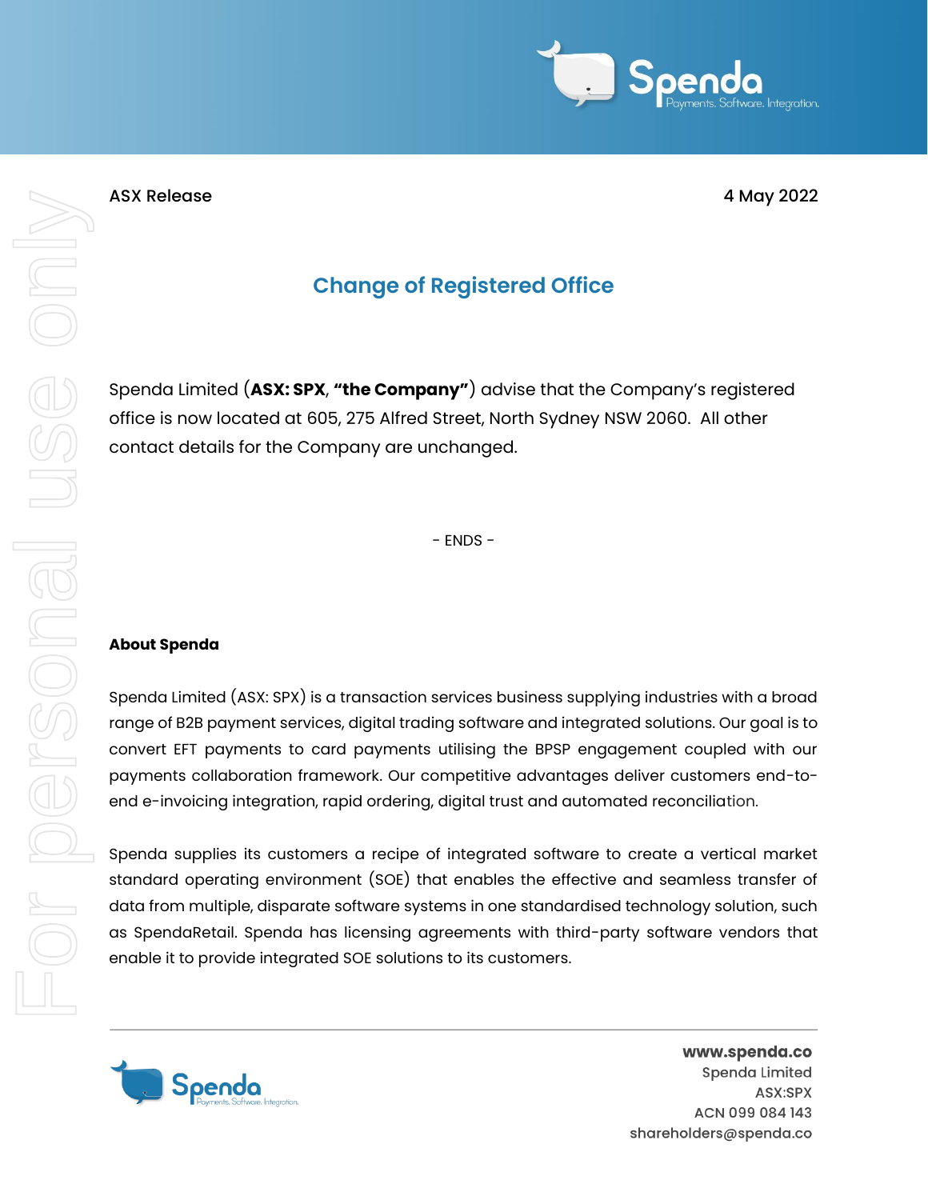ASX Release 4 May 2022

# Change of Registered Office

Spenda Limited (**ASX: SPX**, **"the Company"**) advise that the Company's registered office is now located at 605, 275 Alfred Street, North Sydney NSW 2060. All other contact details for the Company are unchanged.

- ENDS -

**About Spenda**

Spenda Limited (ASX: SPX) is a transaction services business supplying industries with a broad range of B2B payment services, digital trading software and integrated solutions. Our goal is to convert EFT payments to card payments utilising the BPSP engagement coupled with our payments collaboration framework. Our competitive advantages deliver customers end-to-end e-invoicing integration, rapid ordering, digital trust and automated reconciliation.

Spenda supplies its customers a recipe of integrated software to create a vertical market standard operating environment (SOE) that enables the effective and seamless transfer of data from multiple, disparate software systems in one standardised technology solution, such as SpendaRetail. Spenda has licensing agreements with third-party software vendors that enable it to provide integrated SOE solutions to its customers.

**www.spenda.co**
Spenda Limited
ASX:SPX
ACN 099 084 143
shareholders@spenda.co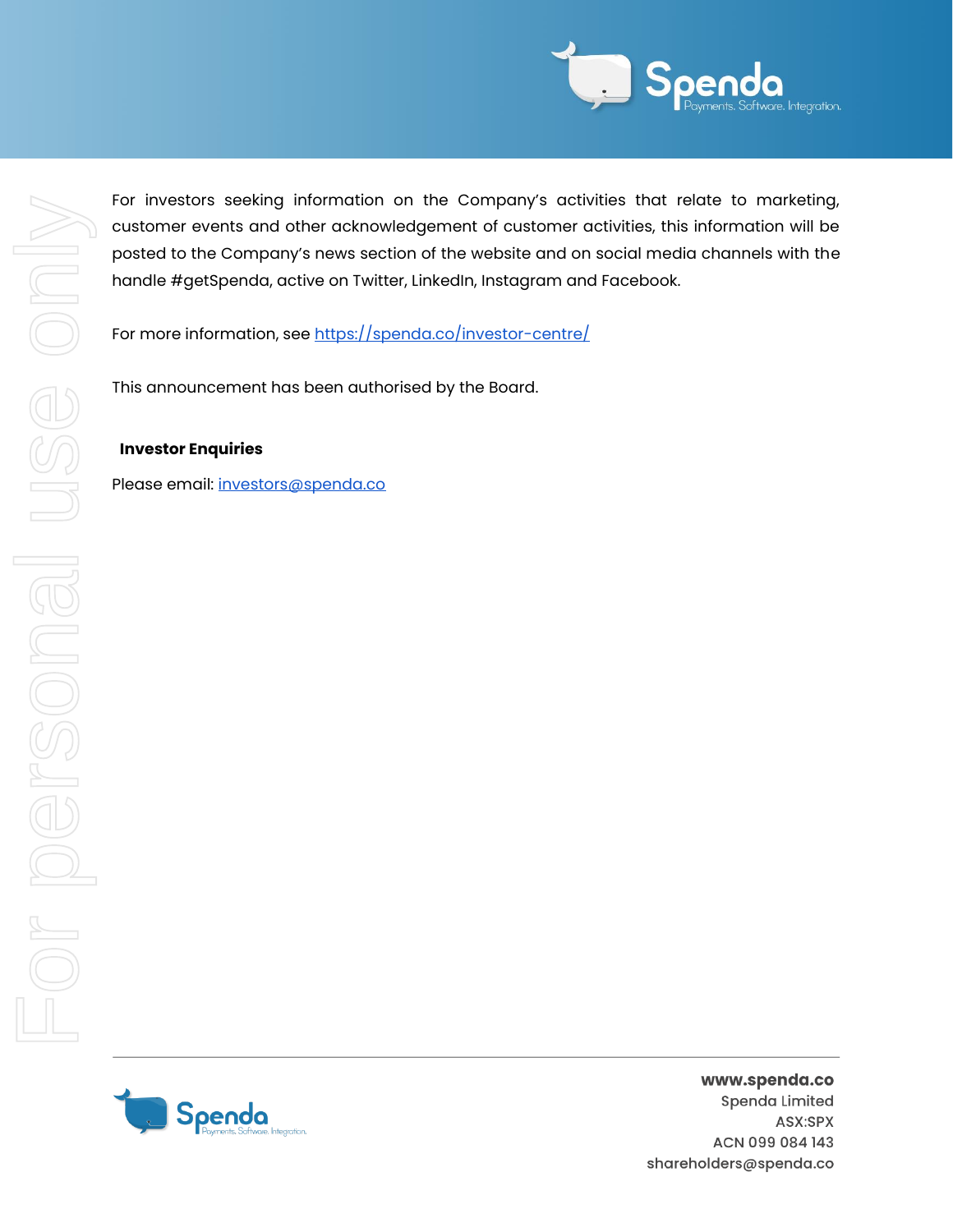For investors seeking information on the Company's activities that relate to marketing, customer events and other acknowledgement of customer activities, this information will be posted to the Company's news section of the website and on social media channels with the handle #getSpenda, active on Twitter, LinkedIn, Instagram and Facebook.

For more information, see https://spenda.co/investor-centre/

This announcement has been authorised by the Board.

**Investor Enquiries**

Please email: investors@spenda.co